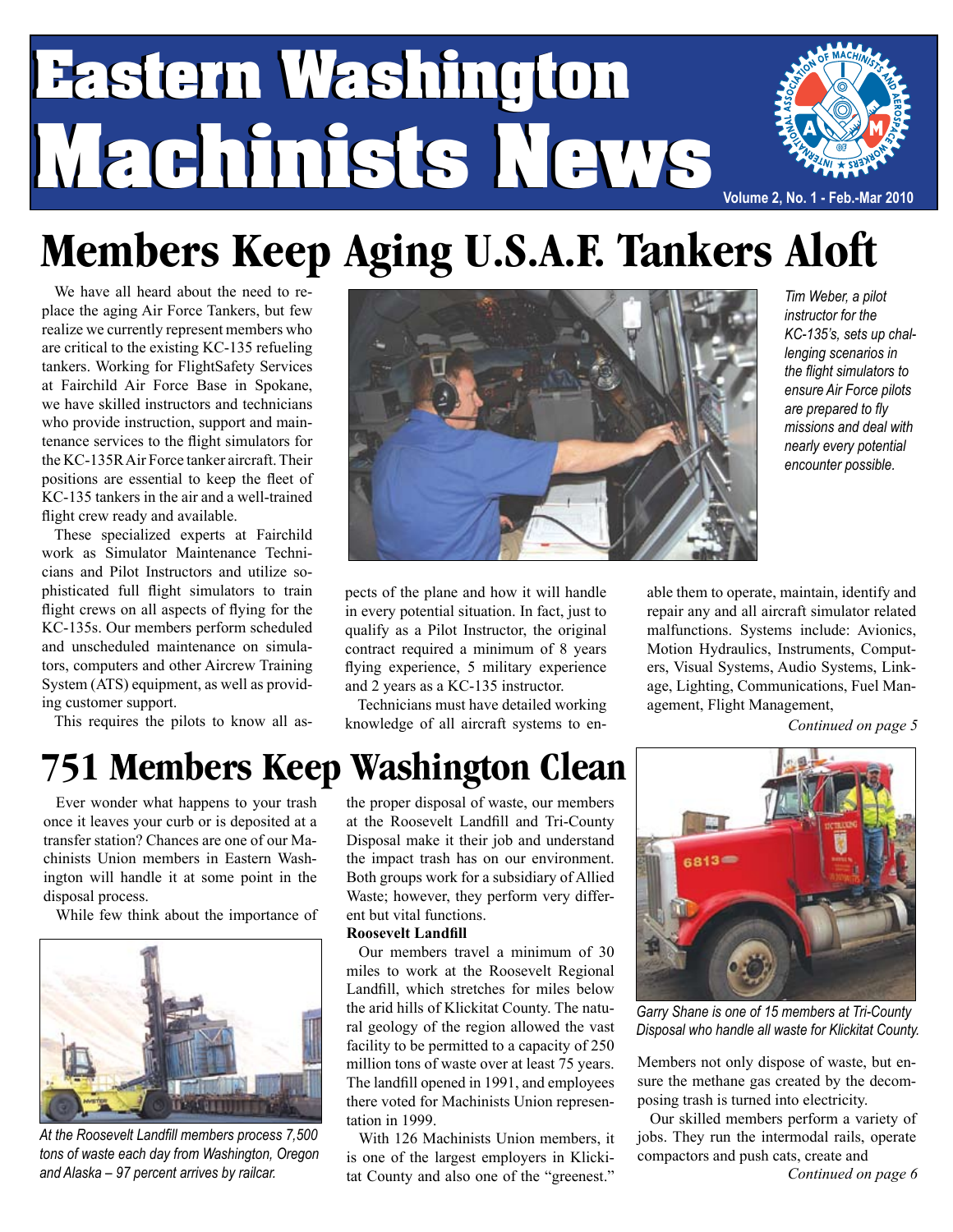# Eastern Washington Machinists News

Volume 2, No. 1 - Feb.-Mar 2010

## Members Keep Aging U.S.A.F. Tankers Aloft

We have all heard about the need to replace the aging Air Force Tankers, but few realize we currently represent members who are critical to the existing KC-135 refueling tankers. Working for FlightSafety Services at Fairchild Air Force Base in Spokane, we have skilled instructors and technicians who provide instruction, support and maintenance services to the flight simulators for the KC-135R Air Force tanker aircraft. Their positions are essential to keep the fleet of KC-135 tankers in the air and a well-trained flight crew ready and available.

These specialized experts at Fairchild work as Simulator Maintenance Technicians and Pilot Instructors and utilize sophisticated full flight simulators to train flight crews on all aspects of flying for the KC-135s. Our members perform scheduled and unscheduled maintenance on simulators, computers and other Aircrew Training System (ATS) equipment, as well as providing customer support.

This requires the pilots to know all aspects of the plane and how it will handle in every potential situation. In fact, just to qualify as a Pilot Instructor, the original contract required a minimum of 8 years flying experience, 5 military experience and 2 years as a KC-135 instructor.

Technicians must have detailed working knowledge of all aircraft systems to enable them to operate, maintain, identify and repair any and all aircraft simulator related malfunctions. Systems include: Avionics, Motion Hydraulics, Instruments, Computers, Visual Systems, Audio Systems, Linkage, Lighting, Communications, Fuel Management, Flight Management,

*Continued on page 5*

*Tim Weber, a pilot instructor for the KC-135's, sets up challenging scenarios in the flight simulators to ensure Air Force pilots are prepared to fly missions and deal with nearly every potential encounter possible.*

## 751 Members Keep Washington Clean

Ever wonder what happens to your trash once it leaves your curb or is deposited at a transfer station? Chances are one of our Machinists Union members in Eastern Washington will handle it at some point in the disposal process.

While few think about the importance of the proper disposal of waste, our members at the Roosevelt Landfill and Tri-County Disposal make it their job and understand the impact trash has on our environment. Both groups work for a subsidiary of Allied Waste; however, they perform very different but vital functions.

*At the Roosevelt Landfill members process 7,500 tons of waste each day from Washington, Oregon and Alaska – 97 percent arrives by railcar.*

**Roosevelt Landfill**

Our members travel a minimum of 30 miles to work at the Roosevelt Regional Landfill, which stretches for miles below the arid hills of Klickitat County. The natural geology of the region allowed the vast facility to be permitted to a capacity of 250 million tons of waste over at least 75 years. The landfill opened in 1991, and employees there voted for Machinists Union representation in 1999.

With 126 Machinists Union members, it is one of the largest employers in Klickitat County and also one of the "greenest."

*Garry Shane is one of 15 members at Tri-County Disposal who handle all waste for Klickitat County.*

Members not only dispose of waste, but ensure the methane gas created by the decomposing trash is turned into electricity.

Our skilled members perform a variety of jobs. They run the intermodal rails, operate compactors and push cats, create and

*Continued on page 6*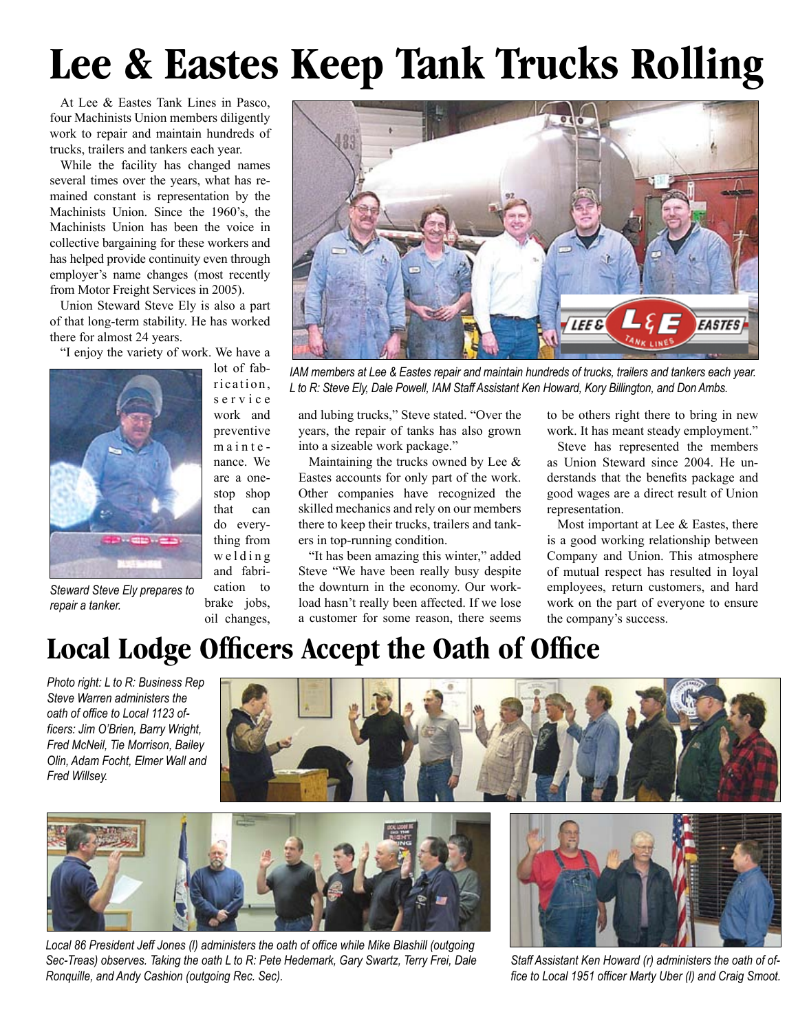# Lee & Eastes Keep Tank Trucks Rolling

At Lee & Eastes Tank Lines in Pasco, four Machinists Union members diligently work to repair and maintain hundreds of trucks, trailers and tankers each year.

While the facility has changed names several times over the years, what has remained constant is representation by the Machinists Union. Since the 1960's, the Machinists Union has been the voice in collective bargaining for these workers and has helped provide continuity even through employer's name changes (most recently from Motor Freight Services in 2005).

Union Steward Steve Ely is also a part of that long-term stability. He has worked there for almost 24 years.

"I enjoy the variety of work. We have a lot of fabrication, service work and preventive maintenance. We are a one-stop shop that can do everything from welding and fabrication to brake jobs, oil changes, and lubing trucks," Steve stated. "Over the years, the repair of tanks has also grown into a sizeable work package."

*Steward Steve Ely prepares to repair a tanker.*

*IAM members at Lee & Eastes repair and maintain hundreds of trucks, trailers and tankers each year. L to R: Steve Ely, Dale Powell, IAM Staff Assistant Ken Howard, Kory Billington, and Don Ambs.*

Maintaining the trucks owned by Lee & Eastes accounts for only part of the work. Other companies have recognized the skilled mechanics and rely on our members there to keep their trucks, trailers and tankers in top-running condition.

"It has been amazing this winter," added Steve "We have been really busy despite the downturn in the economy. Our workload hasn't really been affected. If we lose a customer for some reason, there seems to be others right there to bring in new work. It has meant steady employment."

Steve has represented the members as Union Steward since 2004. He understands that the benefits package and good wages are a direct result of Union representation.

Most important at Lee & Eastes, there is a good working relationship between Company and Union. This atmosphere of mutual respect has resulted in loyal employees, return customers, and hard work on the part of everyone to ensure the company's success.

# Local Lodge Officers Accept the Oath of Office

*Photo right: L to R: Business Rep Steve Warren administers the oath of office to Local 1123 officers: Jim O'Brien, Barry Wright, Fred McNeil, Tie Morrison, Bailey Olin, Adam Focht, Elmer Wall and Fred Willsey.*

*Local 86 President Jeff Jones (l) administers the oath of office while Mike Blashill (outgoing Sec-Treas) observes. Taking the oath L to R: Pete Hedemark, Gary Swartz, Terry Frei, Dale Ronquille, and Andy Cashion (outgoing Rec. Sec).*

*Staff Assistant Ken Howard (r) administers the oath of office to Local 1951 officer Marty Uber (l) and Craig Smoot.*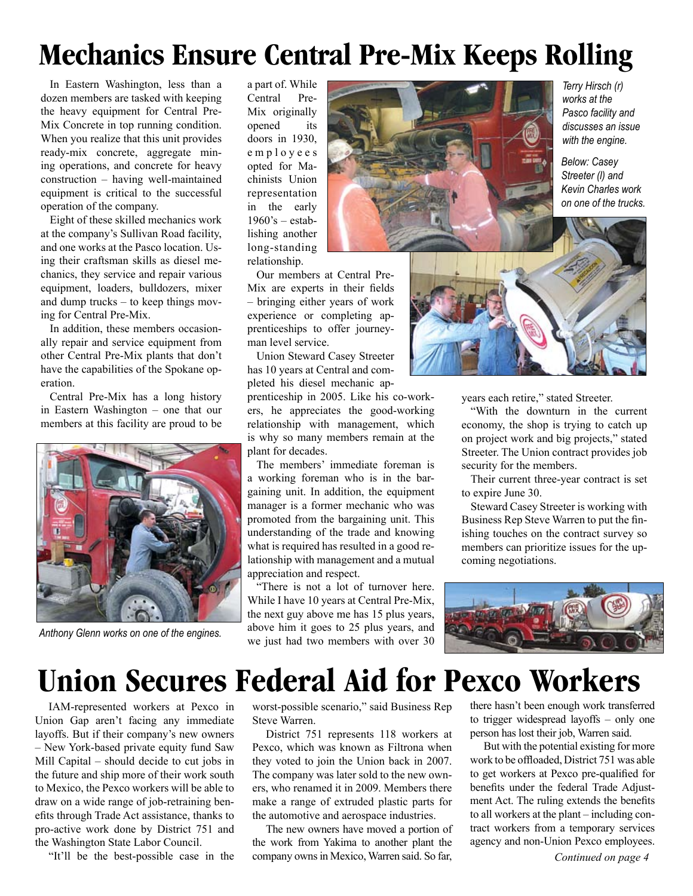# Mechanics Ensure Central Pre-Mix Keeps Rolling

In Eastern Washington, less than a dozen members are tasked with keeping the heavy equipment for Central Pre-Mix Concrete in top running condition. When you realize that this unit provides ready-mix concrete, aggregate mining operations, and concrete for heavy construction – having well-maintained equipment is critical to the successful operation of the company.

Eight of these skilled mechanics work at the company's Sullivan Road facility, and one works at the Pasco location. Using their craftsman skills as diesel mechanics, they service and repair various equipment, loaders, bulldozers, mixer and dump trucks – to keep things moving for Central Pre-Mix.

In addition, these members occasionally repair and service equipment from other Central Pre-Mix plants that don't have the capabilities of the Spokane operation.

Central Pre-Mix has a long history in Eastern Washington – one that our members at this facility are proud to be a part of. While Central Pre-Mix originally opened its doors in 1930, employees opted for Machinists Union representation in the early 1960's – establishing another long-standing relationship.

*Anthony Glenn works on one of the engines.*

*Terry Hirsch (r) works at the Pasco facility and discusses an issue with the engine.*

*Below: Casey Streeter (l) and Kevin Charles work on one of the trucks.*

Our members at Central Pre-Mix are experts in their fields – bringing either years of work experience or completing apprenticeships to offer journeyman level service.

Union Steward Casey Streeter has 10 years at Central and completed his diesel mechanic apprenticeship in 2005. Like his co-workers, he appreciates the good-working relationship with management, which is why so many members remain at the plant for decades.

The members' immediate foreman is a working foreman who is in the bargaining unit. In addition, the equipment manager is a former mechanic who was promoted from the bargaining unit. This understanding of the trade and knowing what is required has resulted in a good relationship with management and a mutual appreciation and respect.

"There is not a lot of turnover here. While I have 10 years at Central Pre-Mix, the next guy above me has 15 plus years, above him it goes to 25 plus years, and we just had two members with over 30 years each retire," stated Streeter.

"With the downturn in the current economy, the shop is trying to catch up on project work and big projects," stated Streeter. The Union contract provides job security for the members.

Their current three-year contract is set to expire June 30.

Steward Casey Streeter is working with Business Rep Steve Warren to put the finishing touches on the contract survey so members can prioritize issues for the upcoming negotiations.

# Union Secures Federal Aid for Pexco Workers

IAM-represented workers at Pexco in Union Gap aren't facing any immediate layoffs. But if their company's new owners – New York-based private equity fund Saw Mill Capital – should decide to cut jobs in the future and ship more of their work south to Mexico, the Pexco workers will be able to draw on a wide range of job-retraining benefits through Trade Act assistance, thanks to pro-active work done by District 751 and the Washington State Labor Council.

"It'll be the best-possible case in the worst-possible scenario," said Business Rep Steve Warren.

District 751 represents 118 workers at Pexco, which was known as Filtrona when they voted to join the Union back in 2007. The company was later sold to the new owners, who renamed it in 2009. Members there make a range of extruded plastic parts for the automotive and aerospace industries.

The new owners have moved a portion of the work from Yakima to another plant the company owns in Mexico, Warren said. So far, there hasn't been enough work transferred to trigger widespread layoffs – only one person has lost their job, Warren said.

But with the potential existing for more work to be offloaded, District 751 was able to get workers at Pexco pre-qualified for benefits under the federal Trade Adjustment Act. The ruling extends the benefits to all workers at the plant – including contract workers from a temporary services agency and non-Union Pexco employees.

*Continued on page 4*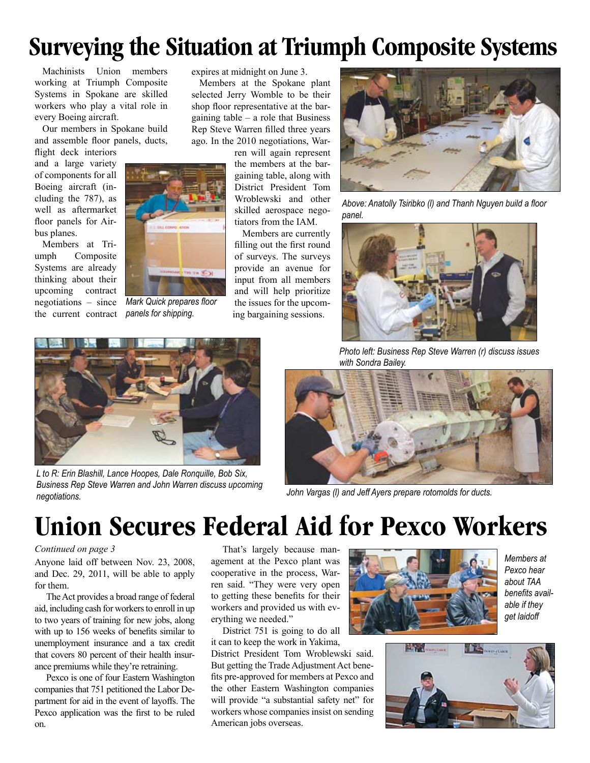# Surveying the Situation at Triumph Composite Systems

Machinists Union members working at Triumph Composite Systems in Spokane are skilled workers who play a vital role in every Boeing aircraft.

Our members in Spokane build and assemble floor panels, ducts, flight deck interiors and a large variety of components for all Boeing aircraft (including the 787), as well as aftermarket floor panels for Airbus planes.

Members at Triumph Composite Systems are already thinking about their upcoming contract negotiations – since the current contract expires at midnight on June 3.

Members at the Spokane plant selected Jerry Womble to be their shop floor representative at the bargaining table – a role that Business Rep Steve Warren filled three years ago. In the 2010 negotiations, Warren will again represent the members at the bargaining table, along with District President Tom Wroblewski and other skilled aerospace negotiators from the IAM.

Members are currently filling out the first round of surveys. The surveys provide an avenue for input from all members and will help prioritize the issues for the upcoming bargaining sessions.

*Mark Quick prepares floor panels for shipping.*

*Above: Anatolly Tsiribko (l) and Thanh Nguyen build a floor panel.*

*Photo left: Business Rep Steve Warren (r) discuss issues with Sondra Bailey.*

*L to R: Erin Blashill, Lance Hoopes, Dale Ronquille, Bob Six, Business Rep Steve Warren and John Warren discuss upcoming negotiations.*

*John Vargas (l) and Jeff Ayers prepare rotomolds for ducts.*

# Union Secures Federal Aid for Pexco Workers

*Continued on page 3*

Anyone laid off between Nov. 23, 2008, and Dec. 29, 2011, will be able to apply for them.

The Act provides a broad range of federal aid, including cash for workers to enroll in up to two years of training for new jobs, along with up to 156 weeks of benefits similar to unemployment insurance and a tax credit that covers 80 percent of their health insurance premiums while they're retraining.

Pexco is one of four Eastern Washington companies that 751 petitioned the Labor Department for aid in the event of layoffs. The Pexco application was the first to be ruled on.

That's largely because management at the Pexco plant was cooperative in the process, Warren said. "They were very open to getting these benefits for their workers and provided us with everything we needed."

District 751 is going to do all it can to keep the work in Yakima, District President Tom Wroblewski said. But getting the Trade Adjustment Act benefits pre-approved for members at Pexco and the other Eastern Washington companies will provide "a substantial safety net" for workers whose companies insist on sending American jobs overseas.

*Members at Pexco hear about TAA benefits available if they get laidoff*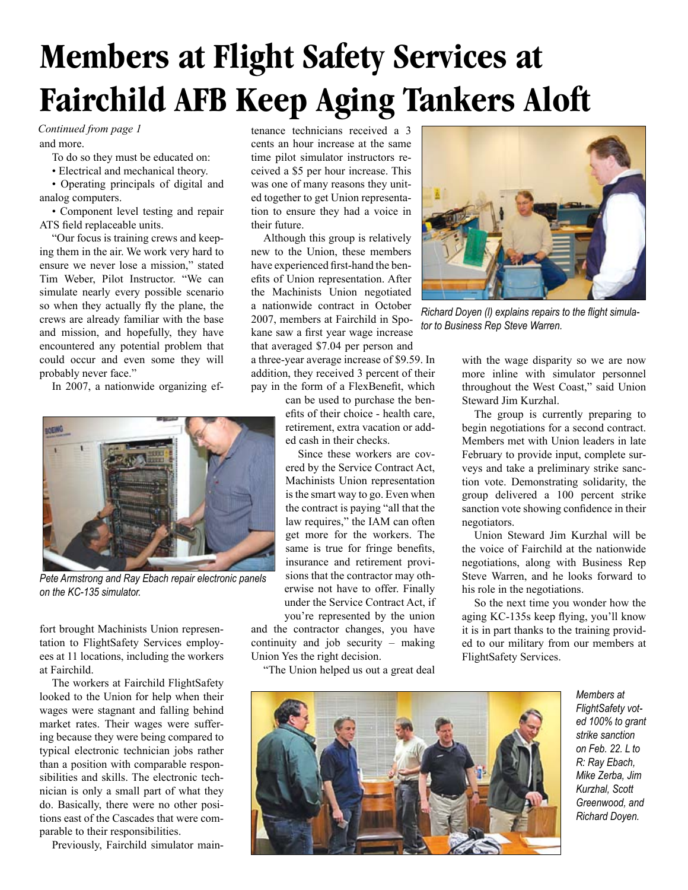# Members at Flight Safety Services at Fairchild AFB Keep Aging Tankers Aloft

*Continued from page 1*

and more.

To do so they must be educated on:

- Electrical and mechanical theory.
- Operating principals of digital and analog computers.
- Component level testing and repair ATS field replaceable units.

"Our focus is training crews and keeping them in the air. We work very hard to ensure we never lose a mission," stated Tim Weber, Pilot Instructor. "We can simulate nearly every possible scenario so when they actually fly the plane, the crews are already familiar with the base and mission, and hopefully, they have encountered any potential problem that could occur and even some they will probably never face."

In 2007, a nationwide organizing effort brought Machinists Union representation to FlightSafety Services employees at 11 locations, including the workers at Fairchild.

*Pete Armstrong and Ray Ebach repair electronic panels on the KC-135 simulator.*

The workers at Fairchild FlightSafety looked to the Union for help when their wages were stagnant and falling behind market rates. Their wages were suffering because they were being compared to typical electronic technician jobs rather than a position with comparable responsibilities and skills. The electronic technician is only a small part of what they do. Basically, there were no other positions east of the Cascades that were comparable to their responsibilities.

Previously, Fairchild simulator maintenance technicians received a 3 cents an hour increase at the same time pilot simulator instructors received a $5 per hour increase. This was one of many reasons they united together to get Union representation to ensure they had a voice in their future.

Although this group is relatively new to the Union, these members have experienced first-hand the benefits of Union representation. After the Machinists Union negotiated a nationwide contract in October 2007, members at Fairchild in Spokane saw a first year wage increase that averaged $7.04 per person and a three-year average increase of $9.59. In addition, they received 3 percent of their pay in the form of a FlexBenefit, which can be used to purchase the benefits of their choice - health care, retirement, extra vacation or added cash in their checks.

Since these workers are covered by the Service Contract Act, Machinists Union representation is the smart way to go. Even when the contract is paying "all that the law requires," the IAM can often get more for the workers. The same is true for fringe benefits, insurance and retirement provisions that the contractor may otherwise not have to offer. Finally under the Service Contract Act, if you're represented by the union and the contractor changes, you have continuity and job security – making Union Yes the right decision.

"The Union helped us out a great deal with the wage disparity so we are now more inline with simulator personnel throughout the West Coast," said Union Steward Jim Kurzhal.

*Richard Doyen (l) explains repairs to the flight simulator to Business Rep Steve Warren.*

The group is currently preparing to begin negotiations for a second contract. Members met with Union leaders in late February to provide input, complete surveys and take a preliminary strike sanction vote. Demonstrating solidarity, the group delivered a 100 percent strike sanction vote showing confidence in their negotiators.

Union Steward Jim Kurzhal will be the voice of Fairchild at the nationwide negotiations, along with Business Rep Steve Warren, and he looks forward to his role in the negotiations.

So the next time you wonder how the aging KC-135s keep flying, you'll know it is in part thanks to the training provided to our military from our members at FlightSafety Services.

*Members at FlightSafety voted 100% to grant strike sanction on Feb. 22. L to R: Ray Ebach, Mike Zerba, Jim Kurzhal, Scott Greenwood, and Richard Doyen.*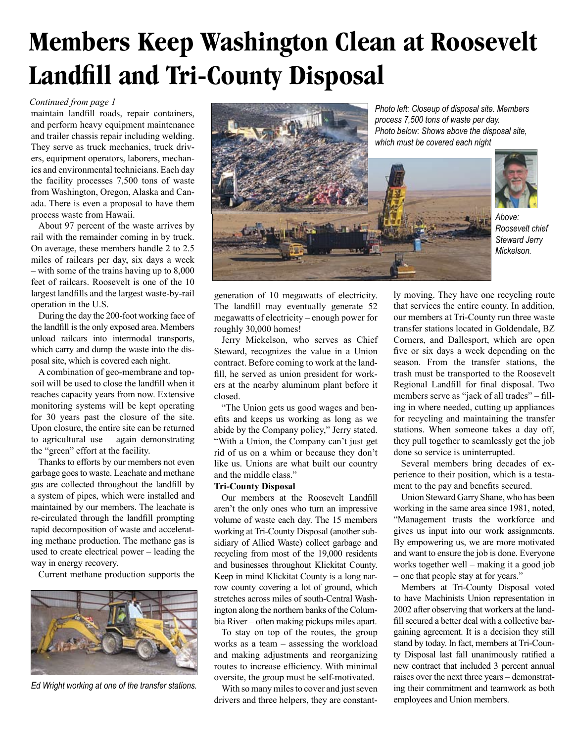# Members Keep Washington Clean at Roosevelt Landfill and Tri-County Disposal

*Continued from page 1*

maintain landfill roads, repair containers, and perform heavy equipment maintenance and trailer chassis repair including welding. They serve as truck mechanics, truck drivers, equipment operators, laborers, mechanics and environmental technicians. Each day the facility processes 7,500 tons of waste from Washington, Oregon, Alaska and Canada. There is even a proposal to have them process waste from Hawaii.

About 97 percent of the waste arrives by rail with the remainder coming in by truck. On average, these members handle 2 to 2.5 miles of railcars per day, six days a week – with some of the trains having up to 8,000 feet of railcars. Roosevelt is one of the 10 largest landfills and the largest waste-by-rail operation in the U.S.

During the day the 200-foot working face of the landfill is the only exposed area. Members unload railcars into intermodal transports, which carry and dump the waste into the disposal site, which is covered each night.

A combination of geo-membrane and topsoil will be used to close the landfill when it reaches capacity years from now. Extensive monitoring systems will be kept operating for 30 years past the closure of the site. Upon closure, the entire site can be returned to agricultural use – again demonstrating the "green" effort at the facility.

Thanks to efforts by our members not even garbage goes to waste. Leachate and methane gas are collected throughout the landfill by a system of pipes, which were installed and maintained by our members. The leachate is re-circulated through the landfill prompting rapid decomposition of waste and accelerating methane production. The methane gas is used to create electrical power – leading the way in energy recovery.

Current methane production supports the generation of 10 megawatts of electricity. The landfill may eventually generate 52 megawatts of electricity – enough power for roughly 30,000 homes!

Ed Wright working at one of the transfer stations.

Photo left: Closeup of disposal site. Members process 7,500 tons of waste per day. Photo below: Shows above the disposal site, which must be covered each night

Above: Roosevelt chief Steward Jerry Mickelson.

Jerry Mickelson, who serves as Chief Steward, recognizes the value in a Union contract. Before coming to work at the landfill, he served as union president for workers at the nearby aluminum plant before it closed.

"The Union gets us good wages and benefits and keeps us working as long as we abide by the Company policy," Jerry stated. "With a Union, the Company can't just get rid of us on a whim or because they don't like us. Unions are what built our country and the middle class."

**Tri-County Disposal**

Our members at the Roosevelt Landfill aren't the only ones who turn an impressive volume of waste each day. The 15 members working at Tri-County Disposal (another subsidiary of Allied Waste) collect garbage and recycling from most of the 19,000 residents and businesses throughout Klickitat County. Keep in mind Klickitat County is a long narrow county covering a lot of ground, which stretches across miles of south-Central Washington along the northern banks of the Columbia River – often making pickups miles apart.

To stay on top of the routes, the group works as a team – assessing the workload and making adjustments and reorganizing routes to increase efficiency. With minimal oversite, the group must be self-motivated.

With so many miles to cover and just seven drivers and three helpers, they are constantly moving. They have one recycling route that services the entire county. In addition, our members at Tri-County run three waste transfer stations located in Goldendale, BZ Corners, and Dallesport, which are open five or six days a week depending on the season. From the transfer stations, the trash must be transported to the Roosevelt Regional Landfill for final disposal. Two members serve as "jack of all trades" – filling in where needed, cutting up appliances for recycling and maintaining the transfer stations. When someone takes a day off, they pull together to seamlessly get the job done so service is uninterrupted.

Several members bring decades of experience to their position, which is a testament to the pay and benefits secured.

Union Steward Garry Shane, who has been working in the same area since 1981, noted, "Management trusts the workforce and gives us input into our work assignments. By empowering us, we are more motivated and want to ensure the job is done. Everyone works together well – making it a good job – one that people stay at for years."

Members at Tri-County Disposal voted to have Machinists Union representation in 2002 after observing that workers at the landfill secured a better deal with a collective bargaining agreement. It is a decision they still stand by today. In fact, members at Tri-County Disposal last fall unanimously ratified a new contract that included 3 percent annual raises over the next three years – demonstrating their commitment and teamwork as both employees and Union members.